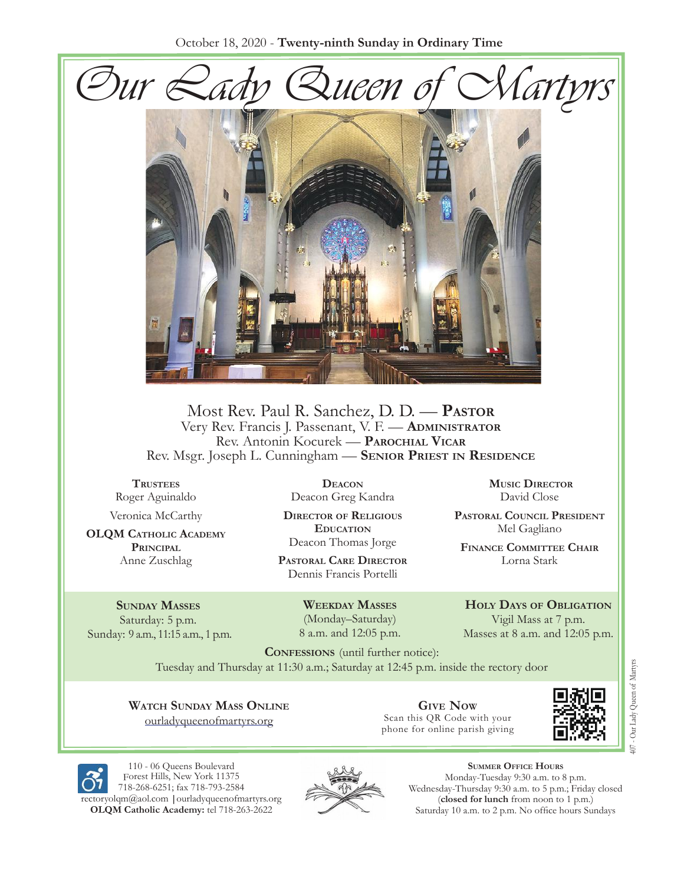October 18, 2020 - **Twenty-ninth Sunday in Ordinary Time**

# *Our Lady Queen of Martyrs*

Most Rev. Paul R. Sanchez, D. D. — **Pastor**
Very Rev. Francis J. Passenant, V. F. — **Administrator**
Rev. Antonin Kocurek — **Parochial Vicar**
Rev. Msgr. Joseph L. Cunningham — **Senior Priest in Residence**

**Trustees**
Roger Aguinaldo
Veronica McCarthy

**OLQM Catholic Academy Principal**
Anne Zuschlag

**Deacon**
Deacon Greg Kandra

**Director of Religious Education**
Deacon Thomas Jorge

**Pastoral Care Director**
Dennis Francis Portelli

**Music Director**
David Close

**Pastoral Council President**
Mel Gagliano

**Finance Committee Chair**
Lorna Stark

**Sunday Masses**
Saturday: 5 p.m.
Sunday: 9 a.m., 11:15 a.m., 1 p.m.

**Weekday Masses**
(Monday–Saturday)
8 a.m. and 12:05 p.m.

**Holy Days of Obligation**
Vigil Mass at 7 p.m.
Masses at 8 a.m. and 12:05 p.m.

**Confessions** (until further notice):
Tuesday and Thursday at 11:30 a.m.; Saturday at 12:45 p.m. inside the rectory door

**Watch Sunday Mass Online**
ourladyqueenofmartyrs.org

**Give Now**
Scan this QR Code with your phone for online parish giving

110 - 06 Queens Boulevard
Forest Hills, New York 11375
718-268-6251; fax 718-793-2584
rectoryolqm@aol.com | ourladyqueenofmartyrs.org
**OLQM Catholic Academy:** tel 718-263-2622

**Summer Office Hours**
Monday-Tuesday 9:30 a.m. to 8 p.m.
Wednesday-Thursday 9:30 a.m. to 5 p.m.; Friday closed
(**closed for lunch** from noon to 1 p.m.)
Saturday 10 a.m. to 2 p.m. No office hours Sundays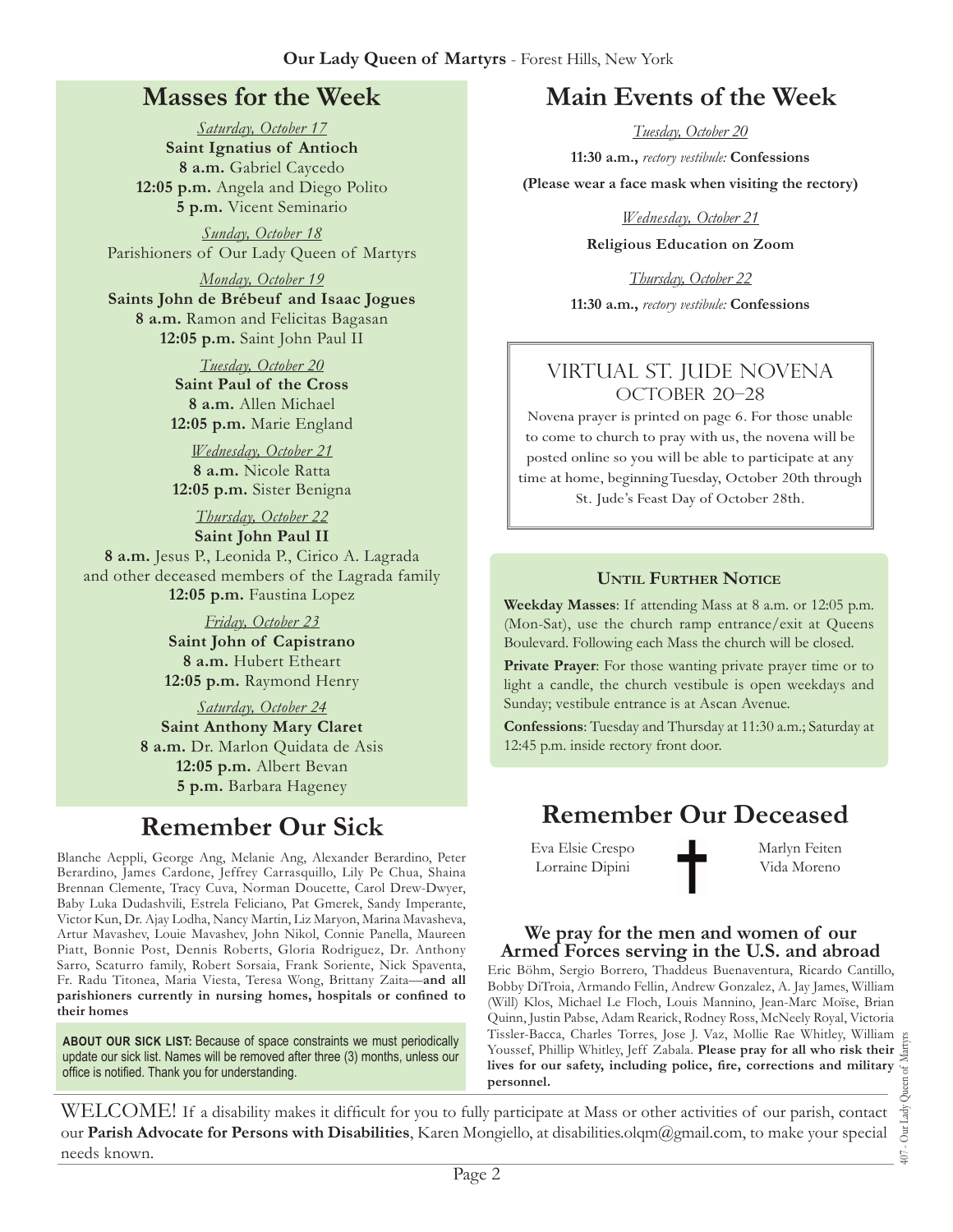## Masses for the Week

*Saturday, October 17*
**Saint Ignatius of Antioch**
**8 a.m.** Gabriel Caycedo
**12:05 p.m.** Angela and Diego Polito
**5 p.m.** Vicent Seminario

*Sunday, October 18*
Parishioners of Our Lady Queen of Martyrs

*Monday, October 19*
**Saints John de Brébeuf and Isaac Jogues**
**8 a.m.** Ramon and Felicitas Bagasan
**12:05 p.m.** Saint John Paul II

*Tuesday, October 20*
**Saint Paul of the Cross**
**8 a.m.** Allen Michael
**12:05 p.m.** Marie England

*Wednesday, October 21*
**8 a.m.** Nicole Ratta
**12:05 p.m.** Sister Benigna

*Thursday, October 22*
**Saint John Paul II**
**8 a.m.** Jesus P., Leonida P., Cirico A. Lagrada and other deceased members of the Lagrada family
**12:05 p.m.** Faustina Lopez

*Friday, October 23*
**Saint John of Capistrano**
**8 a.m.** Hubert Etheart
**12:05 p.m.** Raymond Henry

*Saturday, October 24*
**Saint Anthony Mary Claret**
**8 a.m.** Dr. Marlon Quidata de Asis
**12:05 p.m.** Albert Bevan
**5 p.m.** Barbara Hageney

## Remember Our Sick

Blanche Aeppli, George Ang, Melanie Ang, Alexander Berardino, Peter Berardino, James Cardone, Jeffrey Carrasquillo, Lily Pe Chua, Shaina Brennan Clemente, Tracy Cuva, Norman Doucette, Carol Drew-Dwyer, Baby Luka Dudashvili, Estrela Feliciano, Pat Gmerek, Sandy Imperante, Victor Kun, Dr. Ajay Lodha, Nancy Martin, Liz Maryon, Marina Mavasheva, Artur Mavashev, Louie Mavashev, John Nikol, Connie Panella, Maureen Piatt, Bonnie Post, Dennis Roberts, Gloria Rodriguez, Dr. Anthony Sarro, Scaturro family, Robert Sorsaia, Frank Soriente, Nick Spaventa, Fr. Radu Titonea, Maria Viesta, Teresa Wong, Brittany Zaita—**and all parishioners currently in nursing homes, hospitals or confined to their homes**

**ABOUT OUR SICK LIST:** Because of space constraints we must periodically update our sick list. Names will be removed after three (3) months, unless our office is notified. Thank you for understanding.

## Main Events of the Week

*Tuesday, October 20*
**11:30 a.m.,** *rectory vestibule:* **Confessions**
**(Please wear a face mask when visiting the rectory)**

*Wednesday, October 21*
**Religious Education on Zoom**

*Thursday, October 22*
**11:30 a.m.,** *rectory vestibule:* **Confessions**

### Virtual St. Jude Novena
### October 20–28

Novena prayer is printed on page 6. For those unable to come to church to pray with us, the novena will be posted online so you will be able to participate at any time at home, beginning Tuesday, October 20th through St. Jude's Feast Day of October 28th.

### Until Further Notice

**Weekday Masses**: If attending Mass at 8 a.m. or 12:05 p.m. (Mon-Sat), use the church ramp entrance/exit at Queens Boulevard. Following each Mass the church will be closed.

**Private Prayer**: For those wanting private prayer time or to light a candle, the church vestibule is open weekdays and Sunday; vestibule entrance is at Ascan Avenue.

**Confessions**: Tuesday and Thursday at 11:30 a.m.; Saturday at 12:45 p.m. inside rectory front door.

## Remember Our Deceased

Eva Elsie Crespo
Lorraine Dipini
Marlyn Feiten
Vida Moreno

### We pray for the men and women of our Armed Forces serving in the U.S. and abroad

Eric Böhm, Sergio Borrero, Thaddeus Buenaventura, Ricardo Cantillo, Bobby DiTroia, Armando Fellin, Andrew Gonzalez, A. Jay James, William (Will) Klos, Michael Le Floch, Louis Mannino, Jean-Marc Moise, Brian Quinn, Justin Pabse, Adam Rearick, Rodney Ross, McNeely Royal, Victoria Tissler-Bacca, Charles Torres, Jose J. Vaz, Mollie Rae Whitley, William Youssef, Phillip Whitley, Jeff Zabala. **Please pray for all who risk their lives for our safety, including police, fire, corrections and military personnel.**

WELCOME! If a disability makes it difficult for you to fully participate at Mass or other activities of our parish, contact our **Parish Advocate for Persons with Disabilities**, Karen Mongiello, at disabilities.olqm@gmail.com, to make your special needs known.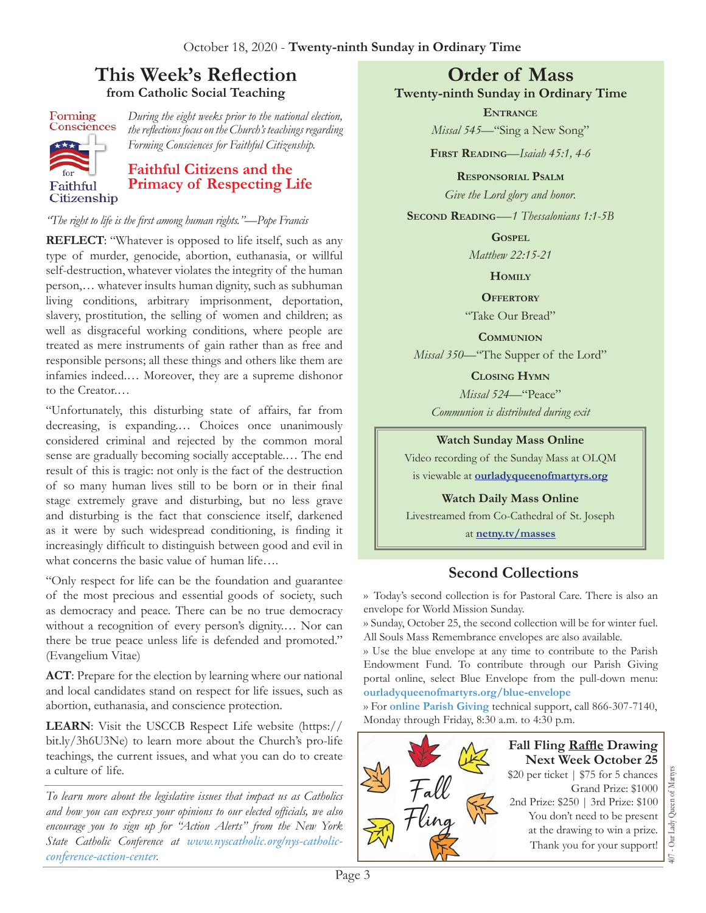October 18, 2020 - **Twenty-ninth Sunday in Ordinary Time**

# This Week's Reflection

### from Catholic Social Teaching

Forming Consciences for Faithful Citizenship

*During the eight weeks prior to the national election, the reflections focus on the Church's teachings regarding Forming Consciences for Faithful Citizenship.*

## Faithful Citizens and the Primacy of Respecting Life

*"The right to life is the first among human rights."—Pope Francis*

**REFLECT**: "Whatever is opposed to life itself, such as any type of murder, genocide, abortion, euthanasia, or willful self-destruction, whatever violates the integrity of the human person,… whatever insults human dignity, such as subhuman living conditions, arbitrary imprisonment, deportation, slavery, prostitution, the selling of women and children; as well as disgraceful working conditions, where people are treated as mere instruments of gain rather than as free and responsible persons; all these things and others like them are infamies indeed.… Moreover, they are a supreme dishonor to the Creator.…

"Unfortunately, this disturbing state of affairs, far from decreasing, is expanding.… Choices once unanimously considered criminal and rejected by the common moral sense are gradually becoming socially acceptable.… The end result of this is tragic: not only is the fact of the destruction of so many human lives still to be born or in their final stage extremely grave and disturbing, but no less grave and disturbing is the fact that conscience itself, darkened as it were by such widespread conditioning, is finding it increasingly difficult to distinguish between good and evil in what concerns the basic value of human life….

"Only respect for life can be the foundation and guarantee of the most precious and essential goods of society, such as democracy and peace. There can be no true democracy without a recognition of every person's dignity.… Nor can there be true peace unless life is defended and promoted." (Evangelium Vitae)

**ACT**: Prepare for the election by learning where our national and local candidates stand on respect for life issues, such as abortion, euthanasia, and conscience protection.

**LEARN**: Visit the USCCB Respect Life website (https://bit.ly/3h6U3Ne) to learn more about the Church's pro-life teachings, the current issues, and what you can do to create a culture of life.

*To learn more about the legislative issues that impact us as Catholics and how you can express your opinions to our elected officials, we also encourage you to sign up for "Action Alerts" from the New York State Catholic Conference at www.nyscatholic.org/nys-catholic-conference-action-center.*

# Order of Mass

### Twenty-ninth Sunday in Ordinary Time

**Entrance**
*Missal 545*—"Sing a New Song"

**First Reading**—*Isaiah 45:1, 4-6*

**Responsorial Psalm**
*Give the Lord glory and honor.*

**Second Reading**—*1 Thessalonians 1:1-5B*

**Gospel**
*Matthew 22:15-21*

**Homily**

**Offertory**
"Take Our Bread"

**Communion**
*Missal 350*—"The Supper of the Lord"

**Closing Hymn**
*Missal 524*—"Peace"
*Communion is distributed during exit*

**Watch Sunday Mass Online**
Video recording of the Sunday Mass at OLQM is viewable at **ourladyqueenofmartyrs.org**

**Watch Daily Mass Online**
Livestreamed from Co-Cathedral of St. Joseph at **netny.tv/masses**

## Second Collections

» Today's second collection is for Pastoral Care. There is also an envelope for World Mission Sunday.

» Sunday, October 25, the second collection will be for winter fuel. All Souls Mass Remembrance envelopes are also available.

» Use the blue envelope at any time to contribute to the Parish Endowment Fund. To contribute through our Parish Giving portal online, select Blue Envelope from the pull-down menu: **ourladyqueenofmartyrs.org/blue-envelope**

» For **online Parish Giving** technical support, call 866-307-7140, Monday through Friday, 8:30 a.m. to 4:30 p.m.

**Fall Fling Raffle Drawing**
**Next Week October 25**
$20 per ticket | $75 for 5 chances
Grand Prize: $1000
2nd Prize: $250 | 3rd Prize: $100
You don't need to be present at the drawing to win a prize.
Thank you for your support!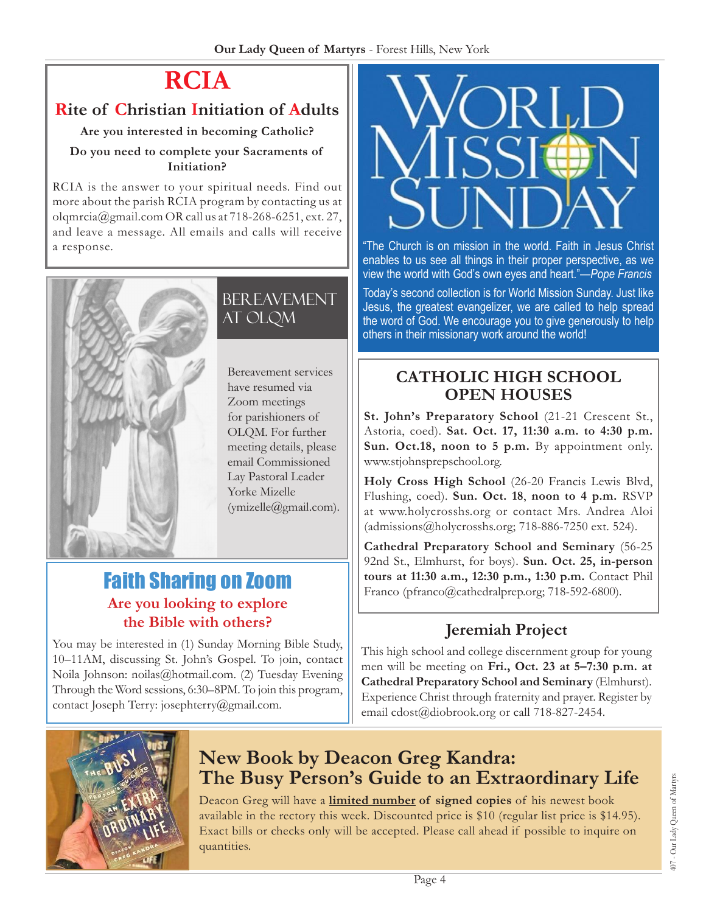# RCIA

## Rite of Christian Initiation of Adults

**Are you interested in becoming Catholic?**

**Do you need to complete your Sacraments of Initiation?**

RCIA is the answer to your spiritual needs. Find out more about the parish RCIA program by contacting us at olqmrcia@gmail.com OR call us at 718-268-6251, ext. 27, and leave a message. All emails and calls will receive a response.

## BEREAVEMENT AT OLQM

Bereavement services have resumed via Zoom meetings for parishioners of OLQM. For further meeting details, please email Commissioned Lay Pastoral Leader Yorke Mizelle (ymizelle@gmail.com).

## Faith Sharing on Zoom

### Are you looking to explore the Bible with others?

You may be interested in (1) Sunday Morning Bible Study, 10–11AM, discussing St. John's Gospel. To join, contact Noila Johnson: noilas@hotmail.com. (2) Tuesday Evening Through the Word sessions, 6:30–8PM. To join this program, contact Joseph Terry: josephterry@gmail.com.

## WORLD MISSION SUNDAY

"The Church is on mission in the world. Faith in Jesus Christ enables to us see all things in their proper perspective, as we view the world with God's own eyes and heart."*—Pope Francis*

Today's second collection is for World Mission Sunday. Just like Jesus, the greatest evangelizer, we are called to help spread the word of God. We encourage you to give generously to help others in their missionary work around the world!

## CATHOLIC HIGH SCHOOL OPEN HOUSES

**St. John's Preparatory School** (21-21 Crescent St., Astoria, coed). **Sat. Oct. 17, 11:30 a.m. to 4:30 p.m. Sun. Oct.18, noon to 5 p.m.** By appointment only. www.stjohnsprepschool.org.

**Holy Cross High School** (26-20 Francis Lewis Blvd, Flushing, coed). **Sun. Oct. 18**, **noon to 4 p.m.** RSVP at www.holycrosshs.org or contact Mrs. Andrea Aloi (admissions@holycrosshs.org; 718-886-7250 ext. 524).

**Cathedral Preparatory School and Seminary** (56-25 92nd St., Elmhurst, for boys). **Sun. Oct. 25, in-person tours at 11:30 a.m., 12:30 p.m., 1:30 p.m.** Contact Phil Franco (pfranco@cathedralprep.org; 718-592-6800).

## Jeremiah Project

This high school and college discernment group for young men will be meeting on **Fri., Oct. 23 at 5–7:30 p.m. at Cathedral Preparatory School and Seminary** (Elmhurst). Experience Christ through fraternity and prayer. Register by email cdost@diobrook.org or call 718-827-2454.

## New Book by Deacon Greg Kandra: The Busy Person's Guide to an Extraordinary Life

Deacon Greg will have a **limited number of signed copies** of his newest book available in the rectory this week. Discounted price is $10 (regular list price is $14.95). Exact bills or checks only will be accepted. Please call ahead if possible to inquire on quantities.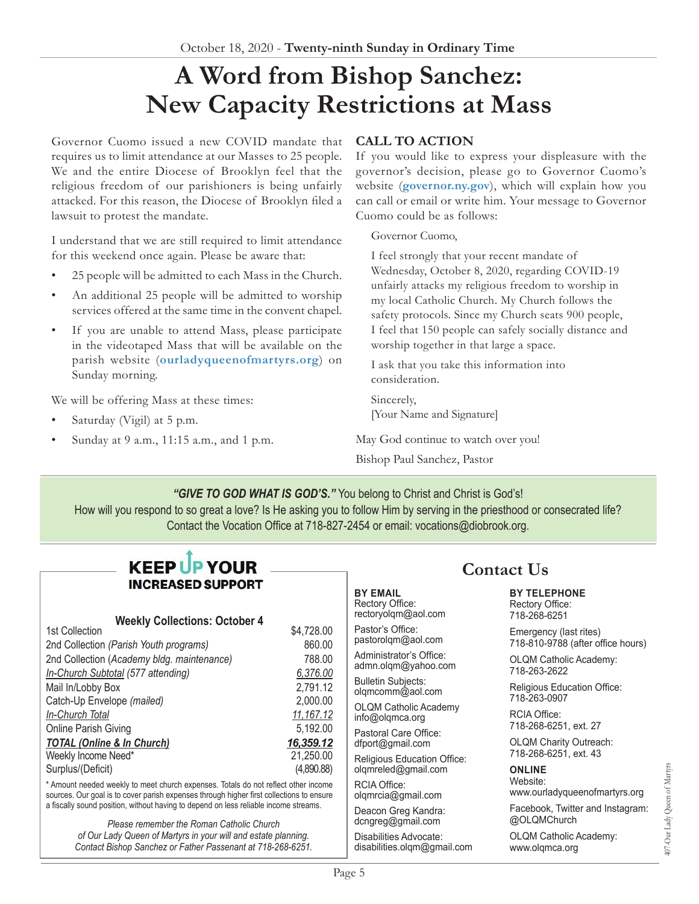October 18, 2020 - **Twenty-ninth Sunday in Ordinary Time**

# A Word from Bishop Sanchez: New Capacity Restrictions at Mass

Governor Cuomo issued a new COVID mandate that requires us to limit attendance at our Masses to 25 people. We and the entire Diocese of Brooklyn feel that the religious freedom of our parishioners is being unfairly attacked. For this reason, the Diocese of Brooklyn filed a lawsuit to protest the mandate.

I understand that we are still required to limit attendance for this weekend once again. Please be aware that:

- 25 people will be admitted to each Mass in the Church.
- An additional 25 people will be admitted to worship services offered at the same time in the convent chapel.
- If you are unable to attend Mass, please participate in the videotaped Mass that will be available on the parish website (**ourladyqueenofmartyrs.org**) on Sunday morning.

We will be offering Mass at these times:

- Saturday (Vigil) at 5 p.m.
- Sunday at 9 a.m., 11:15 a.m., and 1 p.m.

**CALL TO ACTION**

If you would like to express your displeasure with the governor's decision, please go to Governor Cuomo's website (**governor.ny.gov**), which will explain how you can call or email or write him. Your message to Governor Cuomo could be as follows:

> Governor Cuomo,
>
> I feel strongly that your recent mandate of Wednesday, October 8, 2020, regarding COVID-19 unfairly attacks my religious freedom to worship in my local Catholic Church. My Church follows the safety protocols. Since my Church seats 900 people, I feel that 150 people can safely socially distance and worship together in that large a space.
>
> I ask that you take this information into consideration.
>
> Sincerely,
> [Your Name and Signature]

May God continue to watch over you!

Bishop Paul Sanchez, Pastor

***"GIVE TO GOD WHAT IS GOD'S."*** You belong to Christ and Christ is God's! How will you respond to so great a love? Is He asking you to follow Him by serving in the priesthood or consecrated life? Contact the Vocation Office at 718-827-2454 or email: vocations@diobrook.org.

## KEEP UP YOUR INCREASED SUPPORT

**Weekly Collections: October 4**

| | |
|---|---|
| 1st Collection | $4,728.00 |
| 2nd Collection *(Parish Youth programs)* | 860.00 |
| 2nd Collection (*Academy bldg. maintenance)* | 788.00 |
| *In-Church Subtotal (577 attending)* | *6,376.00* |
| Mail In/Lobby Box | 2,791.12 |
| Catch-Up Envelope *(mailed)* | 2,000.00 |
| *In-Church Total* | *11,167.12* |
| Online Parish Giving | 5,192.00 |
| ***TOTAL (Online & In Church)*** | ***16,359.12*** |
| Weekly Income Need* | 21,250.00 |
| Surplus/(Deficit) | (4,890.88) |

\* Amount needed weekly to meet church expenses. Totals do not reflect other income sources. Our goal is to cover parish expenses through higher first collections to ensure a fiscally sound position, without having to depend on less reliable income streams.

*Please remember the Roman Catholic Church of Our Lady Queen of Martyrs in your will and estate planning. Contact Bishop Sanchez or Father Passenant at 718-268-6251.*

## Contact Us

**BY EMAIL**

Rectory Office:
rectoryolqm@aol.com

Pastor's Office:
pastorolqm@aol.com

Administrator's Office:
admn.olqm@yahoo.com

Bulletin Subjects:
olqmcomm@aol.com

OLQM Catholic Academy
info@olqmca.org

Pastoral Care Office:
dfport@gmail.com

Religious Education Office:
olqmreled@gmail.com

RCIA Office:
olqmrcia@gmail.com

Deacon Greg Kandra:
dcngreg@gmail.com

Disabilities Advocate:
disabilities.olqm@gmail.com

**BY TELEPHONE**

Rectory Office:
718-268-6251

Emergency (last rites)
718-810-9788 (after office hours)

OLQM Catholic Academy:
718-263-2622

Religious Education Office:
718-263-0907

RCIA Office:
718-268-6251, ext. 27

OLQM Charity Outreach:
718-268-6251, ext. 43

**ONLINE**

Website:
www.ourladyqueenofmartyrs.org

Facebook, Twitter and Instagram:
@OLQMChurch

OLQM Catholic Academy:
www.olqmca.org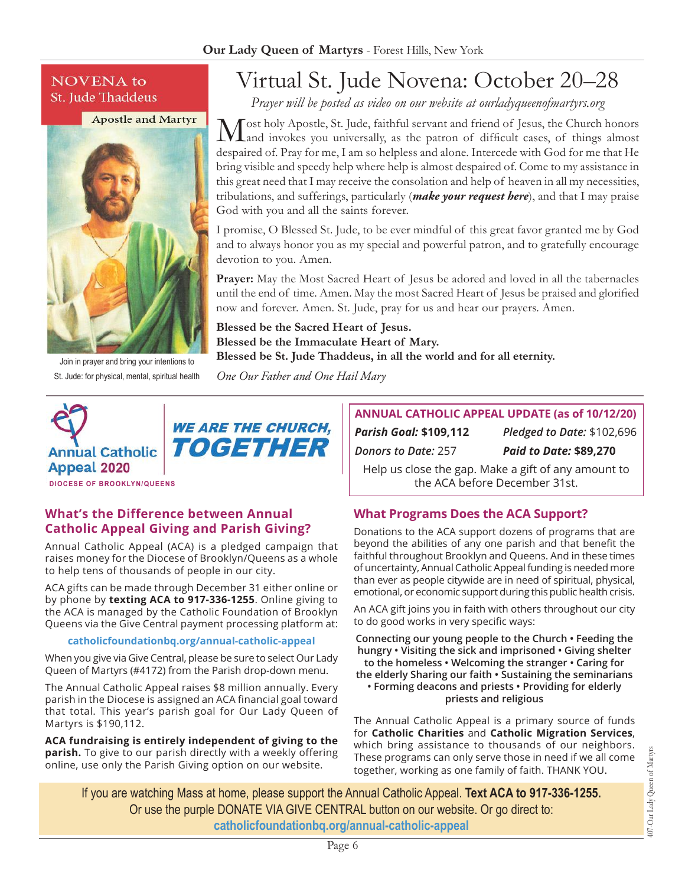# Virtual St. Jude Novena: October 20–28

*Prayer will be posted as video on our website at ourladyqueenofmartyrs.org*

**NOVENA to St. Jude Thaddeus**

Apostle and Martyr

Join in prayer and bring your intentions to St. Jude: for physical, mental, spiritual health

Most holy Apostle, St. Jude, faithful servant and friend of Jesus, the Church honors and invokes you universally, as the patron of difficult cases, of things almost despaired of. Pray for me, I am so helpless and alone. Intercede with God for me that He bring visible and speedy help where help is almost despaired of. Come to my assistance in this great need that I may receive the consolation and help of heaven in all my necessities, tribulations, and sufferings, particularly (***make your request here***), and that I may praise God with you and all the saints forever.

I promise, O Blessed St. Jude, to be ever mindful of this great favor granted me by God and to always honor you as my special and powerful patron, and to gratefully encourage devotion to you. Amen.

**Prayer:** May the Most Sacred Heart of Jesus be adored and loved in all the tabernacles until the end of time. Amen. May the most Sacred Heart of Jesus be praised and glorified now and forever. Amen. St. Jude, pray for us and hear our prayers. Amen.

**Blessed be the Sacred Heart of Jesus.**
**Blessed be the Immaculate Heart of Mary.**
**Blessed be St. Jude Thaddeus, in all the world and for all eternity.**

*One Our Father and One Hail Mary*

---

Annual Catholic Appeal 2020
DIOCESE OF BROOKLYN/QUEENS

**WE ARE THE CHURCH, TOGETHER**

## ANNUAL CATHOLIC APPEAL UPDATE (as of 10/12/20)

| | |
|---|---|
| ***Parish Goal:*** **$109,112** | ***Pledged to Date:*** $102,696 |
| ***Donors to Date:*** 257 | ***Paid to Date:*** **$89,270** |

Help us close the gap. Make a gift of any amount to the ACA before December 31st.

## What's the Difference between Annual Catholic Appeal Giving and Parish Giving?

Annual Catholic Appeal (ACA) is a pledged campaign that raises money for the Diocese of Brooklyn/Queens as a whole to help tens of thousands of people in our city.

ACA gifts can be made through December 31 either online or by phone by **texting ACA to 917-336-1255**. Online giving to the ACA is managed by the Catholic Foundation of Brooklyn Queens via the Give Central payment processing platform at:

**catholicfoundationbq.org/annual-catholic-appeal**

When you give via Give Central, please be sure to select Our Lady Queen of Martyrs (#4172) from the Parish drop-down menu.

The Annual Catholic Appeal raises $8 million annually. Every parish in the Diocese is assigned an ACA financial goal toward that total. This year's parish goal for Our Lady Queen of Martyrs is $190,112.

**ACA fundraising is entirely independent of giving to the parish.** To give to our parish directly with a weekly offering online, use only the Parish Giving option on our website.

## What Programs Does the ACA Support?

Donations to the ACA support dozens of programs that are beyond the abilities of any one parish and that benefit the faithful throughout Brooklyn and Queens. And in these times of uncertainty, Annual Catholic Appeal funding is needed more than ever as people citywide are in need of spiritual, physical, emotional, or economic support during this public health crisis.

An ACA gift joins you in faith with others throughout our city to do good works in very specific ways:

**Connecting our young people to the Church • Feeding the hungry • Visiting the sick and imprisoned • Giving shelter to the homeless • Welcoming the stranger • Caring for the elderly Sharing our faith • Sustaining the seminarians • Forming deacons and priests • Providing for elderly priests and religious**

The Annual Catholic Appeal is a primary source of funds for **Catholic Charities** and **Catholic Migration Services**, which bring assistance to thousands of our neighbors. These programs can only serve those in need if we all come together, working as one family of faith. THANK YOU.

If you are watching Mass at home, please support the Annual Catholic Appeal. **Text ACA to 917-336-1255.** Or use the purple DONATE VIA GIVE CENTRAL button on our website. Or go direct to: **catholicfoundationbq.org/annual-catholic-appeal**